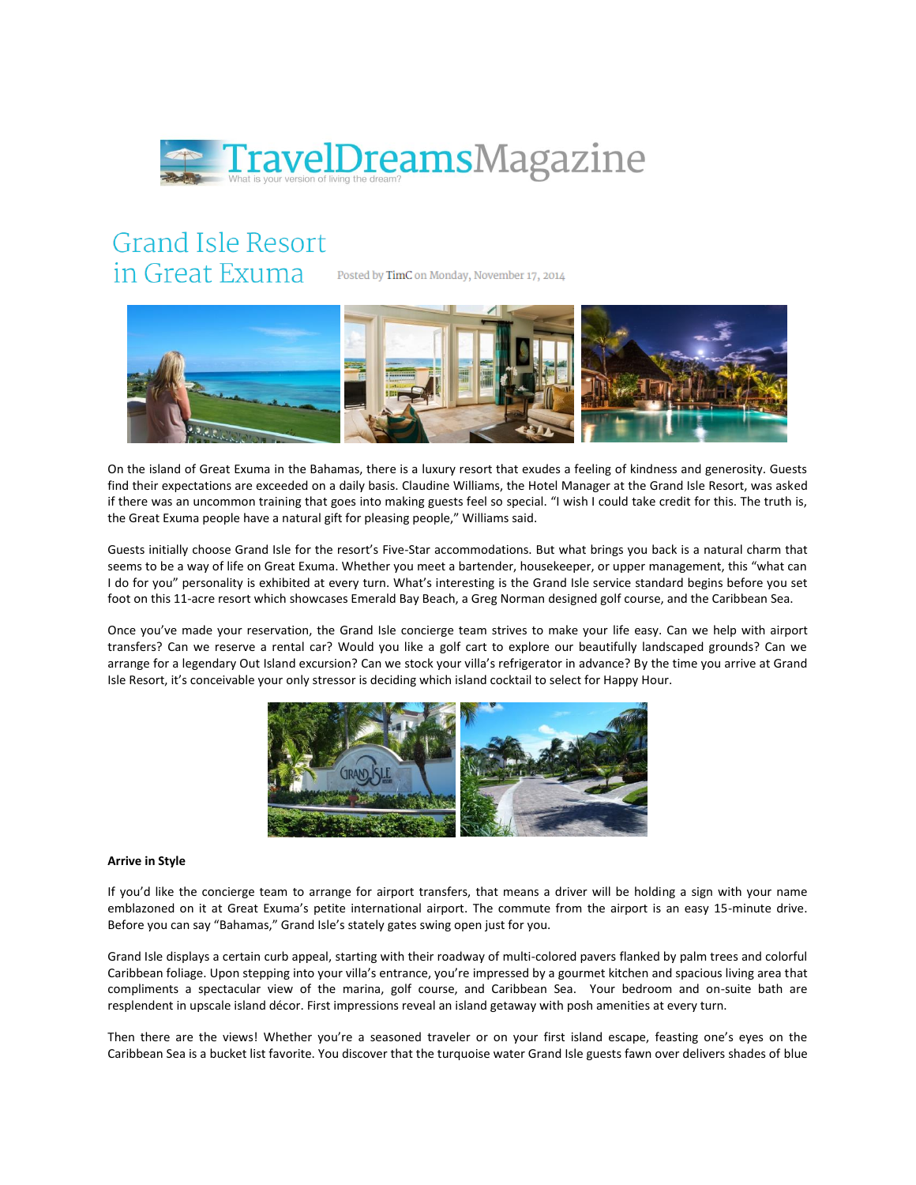TravelDreamsMagazine

What is your version of living the dream?

# Grand Isle Resort in Great Exuma

Posted by TimC on Monday, November 17, 2014

On the island of Great Exuma in the Bahamas, there is a luxury resort that exudes a feeling of kindness and generosity. Guests find their expectations are exceeded on a daily basis. Claudine Williams, the Hotel Manager at the Grand Isle Resort, was asked if there was an uncommon training that goes into making guests feel so special. "I wish I could take credit for this. The truth is, the Great Exuma people have a natural gift for pleasing people," Williams said.

Guests initially choose Grand Isle for the resort's Five-Star accommodations. But what brings you back is a natural charm that seems to be a way of life on Great Exuma. Whether you meet a bartender, housekeeper, or upper management, this "what can I do for you" personality is exhibited at every turn. What's interesting is the Grand Isle service standard begins before you set foot on this 11-acre resort which showcases Emerald Bay Beach, a Greg Norman designed golf course, and the Caribbean Sea.

Once you've made your reservation, the Grand Isle concierge team strives to make your life easy. Can we help with airport transfers? Can we reserve a rental car? Would you like a golf cart to explore our beautifully landscaped grounds? Can we arrange for a legendary Out Island excursion? Can we stock your villa's refrigerator in advance? By the time you arrive at Grand Isle Resort, it's conceivable your only stressor is deciding which island cocktail to select for Happy Hour.

**Arrive in Style**

If you'd like the concierge team to arrange for airport transfers, that means a driver will be holding a sign with your name emblazoned on it at Great Exuma's petite international airport. The commute from the airport is an easy 15-minute drive. Before you can say "Bahamas," Grand Isle's stately gates swing open just for you.

Grand Isle displays a certain curb appeal, starting with their roadway of multi-colored pavers flanked by palm trees and colorful Caribbean foliage. Upon stepping into your villa's entrance, you're impressed by a gourmet kitchen and spacious living area that compliments a spectacular view of the marina, golf course, and Caribbean Sea. Your bedroom and on-suite bath are resplendent in upscale island décor. First impressions reveal an island getaway with posh amenities at every turn.

Then there are the views! Whether you're a seasoned traveler or on your first island escape, feasting one's eyes on the Caribbean Sea is a bucket list favorite. You discover that the turquoise water Grand Isle guests fawn over delivers shades of blue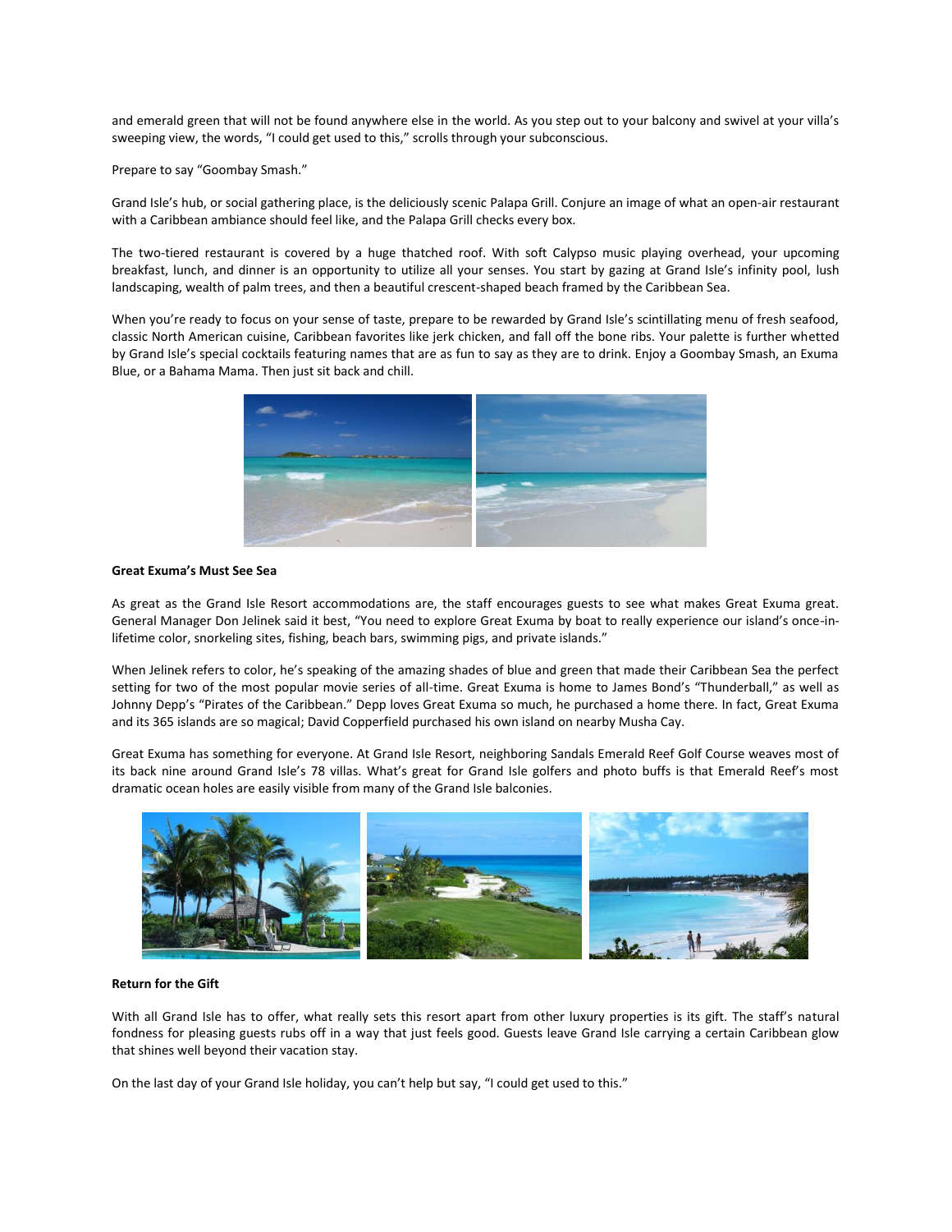and emerald green that will not be found anywhere else in the world. As you step out to your balcony and swivel at your villa's sweeping view, the words, "I could get used to this," scrolls through your subconscious.

Prepare to say "Goombay Smash."

Grand Isle's hub, or social gathering place, is the deliciously scenic Palapa Grill. Conjure an image of what an open-air restaurant with a Caribbean ambiance should feel like, and the Palapa Grill checks every box.

The two-tiered restaurant is covered by a huge thatched roof. With soft Calypso music playing overhead, your upcoming breakfast, lunch, and dinner is an opportunity to utilize all your senses. You start by gazing at Grand Isle's infinity pool, lush landscaping, wealth of palm trees, and then a beautiful crescent-shaped beach framed by the Caribbean Sea.

When you're ready to focus on your sense of taste, prepare to be rewarded by Grand Isle's scintillating menu of fresh seafood, classic North American cuisine, Caribbean favorites like jerk chicken, and fall off the bone ribs. Your palette is further whetted by Grand Isle's special cocktails featuring names that are as fun to say as they are to drink. Enjoy a Goombay Smash, an Exuma Blue, or a Bahama Mama. Then just sit back and chill.

**Great Exuma's Must See Sea**

As great as the Grand Isle Resort accommodations are, the staff encourages guests to see what makes Great Exuma great. General Manager Don Jelinek said it best, "You need to explore Great Exuma by boat to really experience our island's once-in-lifetime color, snorkeling sites, fishing, beach bars, swimming pigs, and private islands."

When Jelinek refers to color, he's speaking of the amazing shades of blue and green that made their Caribbean Sea the perfect setting for two of the most popular movie series of all-time. Great Exuma is home to James Bond's "Thunderball," as well as Johnny Depp's "Pirates of the Caribbean." Depp loves Great Exuma so much, he purchased a home there. In fact, Great Exuma and its 365 islands are so magical; David Copperfield purchased his own island on nearby Musha Cay.

Great Exuma has something for everyone. At Grand Isle Resort, neighboring Sandals Emerald Reef Golf Course weaves most of its back nine around Grand Isle's 78 villas. What's great for Grand Isle golfers and photo buffs is that Emerald Reef's most dramatic ocean holes are easily visible from many of the Grand Isle balconies.

**Return for the Gift**

With all Grand Isle has to offer, what really sets this resort apart from other luxury properties is its gift. The staff's natural fondness for pleasing guests rubs off in a way that just feels good. Guests leave Grand Isle carrying a certain Caribbean glow that shines well beyond their vacation stay.

On the last day of your Grand Isle holiday, you can't help but say, "I could get used to this."